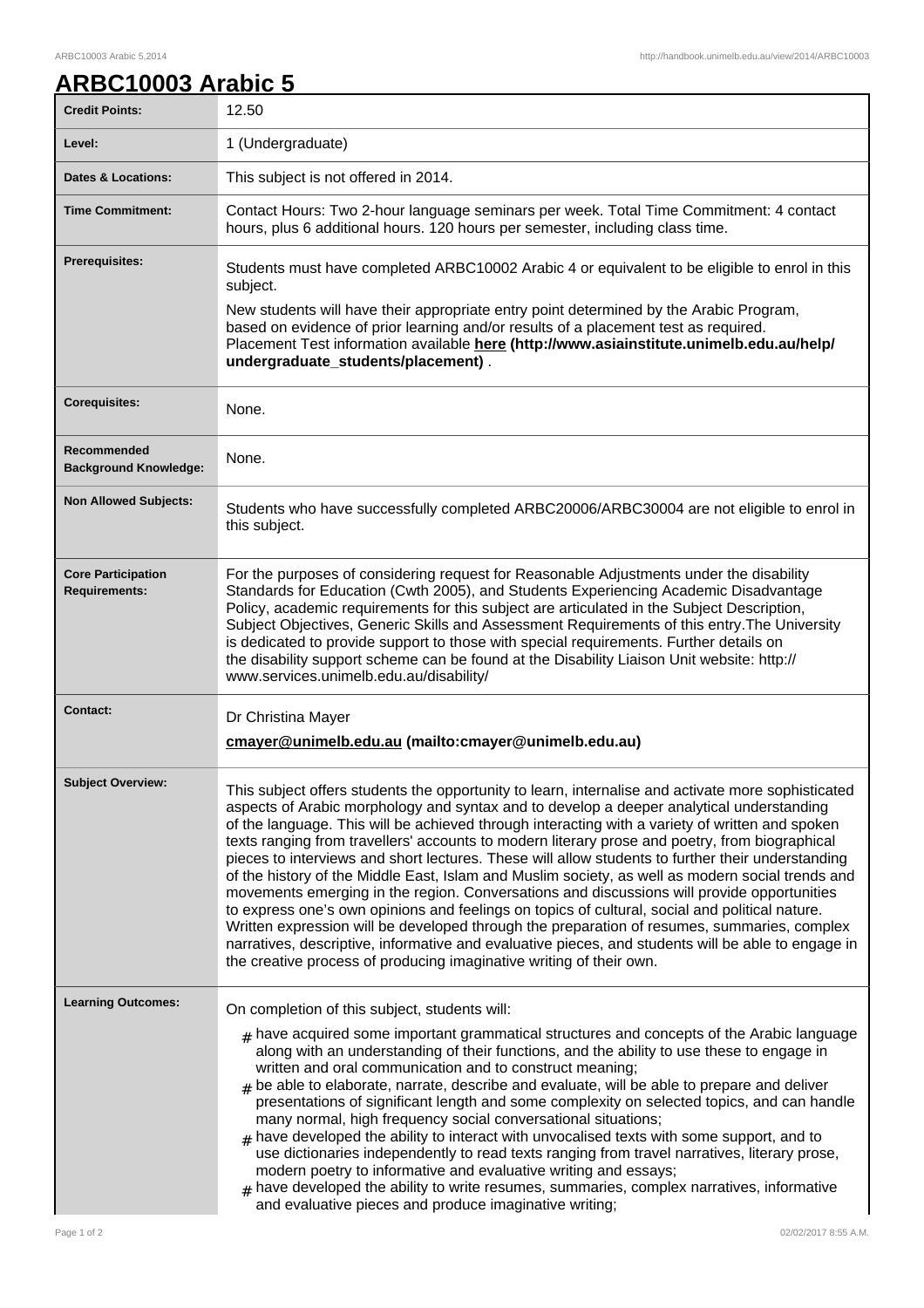# ARBC10003 Arabic 5

| | |
|---|---|
| **Credit Points:** | 12.50 |
| **Level:** | 1 (Undergraduate) |
| **Dates & Locations:** | This subject is not offered in 2014. |
| **Time Commitment:** | Contact Hours: Two 2-hour language seminars per week. Total Time Commitment: 4 contact hours, plus 6 additional hours. 120 hours per semester, including class time. |
| **Prerequisites:** | Students must have completed ARBC10002 Arabic 4 or equivalent to be eligible to enrol in this subject.<br><br>New students will have their appropriate entry point determined by the Arabic Program, based on evidence of prior learning and/or results of a placement test as required. Placement Test information available **here (http://www.asiainstitute.unimelb.edu.au/help/undergraduate_students/placement)** . |
| **Corequisites:** | None. |
| **Recommended Background Knowledge:** | None. |
| **Non Allowed Subjects:** | Students who have successfully completed ARBC20006/ARBC30004 are not eligible to enrol in this subject. |
| **Core Participation Requirements:** | For the purposes of considering request for Reasonable Adjustments under the disability Standards for Education (Cwth 2005), and Students Experiencing Academic Disadvantage Policy, academic requirements for this subject are articulated in the Subject Description, Subject Objectives, Generic Skills and Assessment Requirements of this entry.The University is dedicated to provide support to those with special requirements. Further details on the disability support scheme can be found at the Disability Liaison Unit website: http://www.services.unimelb.edu.au/disability/ |
| **Contact:** | Dr Christina Mayer<br><br>**cmayer@unimelb.edu.au (mailto:cmayer@unimelb.edu.au)** |
| **Subject Overview:** | This subject offers students the opportunity to learn, internalise and activate more sophisticated aspects of Arabic morphology and syntax and to develop a deeper analytical understanding of the language. This will be achieved through interacting with a variety of written and spoken texts ranging from travellers' accounts to modern literary prose and poetry, from biographical pieces to interviews and short lectures. These will allow students to further their understanding of the history of the Middle East, Islam and Muslim society, as well as modern social trends and movements emerging in the region. Conversations and discussions will provide opportunities to express one's own opinions and feelings on topics of cultural, social and political nature. Written expression will be developed through the preparation of resumes, summaries, complex narratives, descriptive, informative and evaluative pieces, and students will be able to engage in the creative process of producing imaginative writing of their own. |
| **Learning Outcomes:** | On completion of this subject, students will:<br><br># have acquired some important grammatical structures and concepts of the Arabic language along with an understanding of their functions, and the ability to use these to engage in written and oral communication and to construct meaning;<br># be able to elaborate, narrate, describe and evaluate, will be able to prepare and deliver presentations of significant length and some complexity on selected topics, and can handle many normal, high frequency social conversational situations;<br># have developed the ability to interact with unvocalised texts with some support, and to use dictionaries independently to read texts ranging from travel narratives, literary prose, modern poetry to informative and evaluative writing and essays;<br># have developed the ability to write resumes, summaries, complex narratives, informative and evaluative pieces and produce imaginative writing; |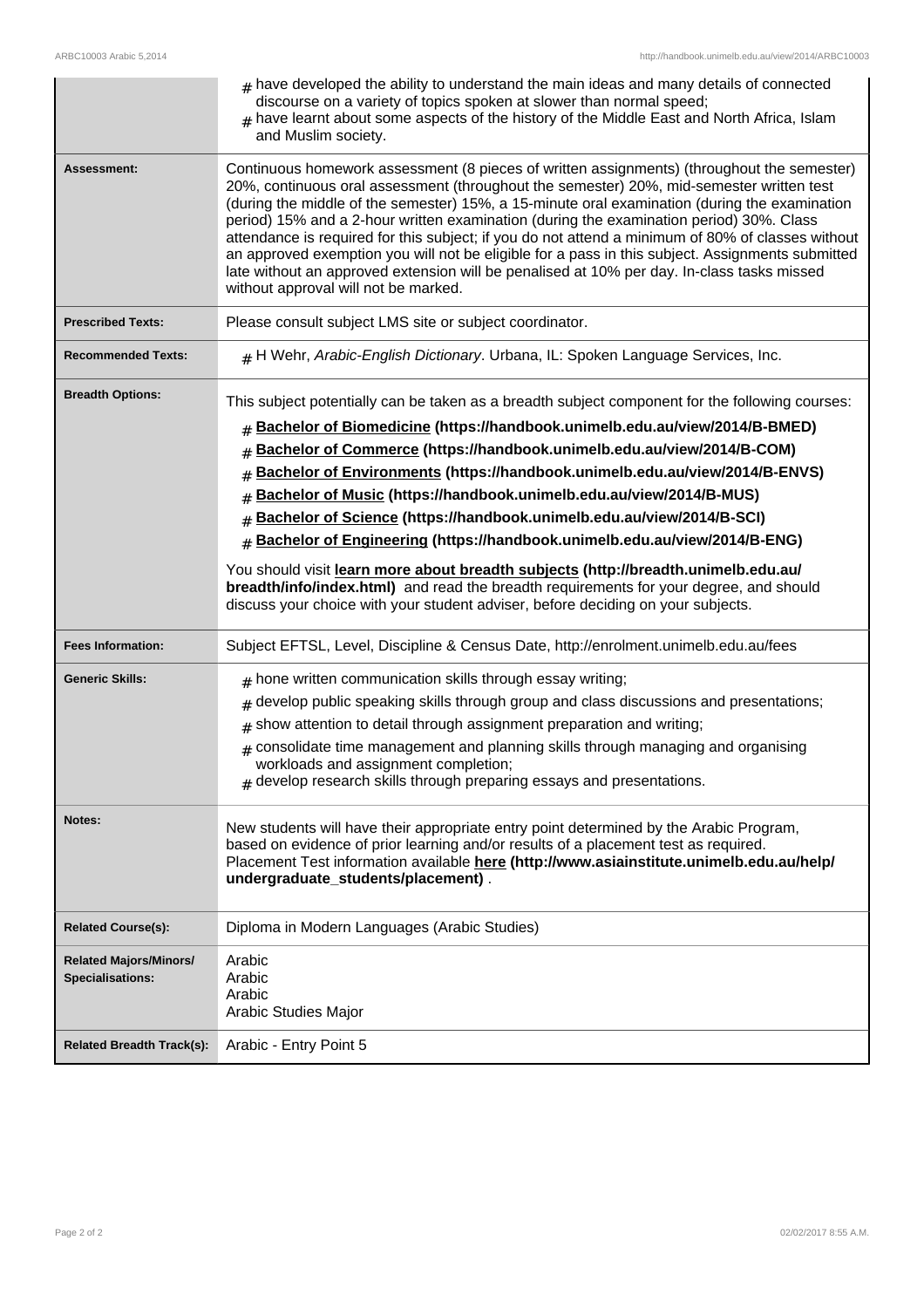| | |
|---|---|
| | - have developed the ability to understand the main ideas and many details of connected discourse on a variety of topics spoken at slower than normal speed;<br>- have learnt about some aspects of the history of the Middle East and North Africa, Islam and Muslim society. |
| **Assessment:** | Continuous homework assessment (8 pieces of written assignments) (throughout the semester) 20%, continuous oral assessment (throughout the semester) 20%, mid-semester written test (during the middle of the semester) 15%, a 15-minute oral examination (during the examination period) 15% and a 2-hour written examination (during the examination period) 30%. Class attendance is required for this subject; if you do not attend a minimum of 80% of classes without an approved exemption you will not be eligible for a pass in this subject. Assignments submitted late without an approved extension will be penalised at 10% per day. In-class tasks missed without approval will not be marked. |
| **Prescribed Texts:** | Please consult subject LMS site or subject coordinator. |
| **Recommended Texts:** | - H Wehr, *Arabic-English Dictionary*. Urbana, IL: Spoken Language Services, Inc. |
| **Breadth Options:** | This subject potentially can be taken as a breadth subject component for the following courses:<br>- **Bachelor of Biomedicine (https://handbook.unimelb.edu.au/view/2014/B-BMED)**<br>- **Bachelor of Commerce (https://handbook.unimelb.edu.au/view/2014/B-COM)**<br>- **Bachelor of Environments (https://handbook.unimelb.edu.au/view/2014/B-ENVS)**<br>- **Bachelor of Music (https://handbook.unimelb.edu.au/view/2014/B-MUS)**<br>- **Bachelor of Science (https://handbook.unimelb.edu.au/view/2014/B-SCI)**<br>- **Bachelor of Engineering (https://handbook.unimelb.edu.au/view/2014/B-ENG)**<br><br>You should visit **learn more about breadth subjects (http://breadth.unimelb.edu.au/breadth/info/index.html)** and read the breadth requirements for your degree, and should discuss your choice with your student adviser, before deciding on your subjects. |
| **Fees Information:** | Subject EFTSL, Level, Discipline & Census Date, http://enrolment.unimelb.edu.au/fees |
| **Generic Skills:** | - hone written communication skills through essay writing;<br>- develop public speaking skills through group and class discussions and presentations;<br>- show attention to detail through assignment preparation and writing;<br>- consolidate time management and planning skills through managing and organising workloads and assignment completion;<br>- develop research skills through preparing essays and presentations. |
| **Notes:** | New students will have their appropriate entry point determined by the Arabic Program, based on evidence of prior learning and/or results of a placement test as required. Placement Test information available **here (http://www.asiainstitute.unimelb.edu.au/help/undergraduate_students/placement)** . |
| **Related Course(s):** | Diploma in Modern Languages (Arabic Studies) |
| **Related Majors/Minors/ Specialisations:** | Arabic<br>Arabic<br>Arabic<br>Arabic Studies Major |
| **Related Breadth Track(s):** | Arabic - Entry Point 5 |